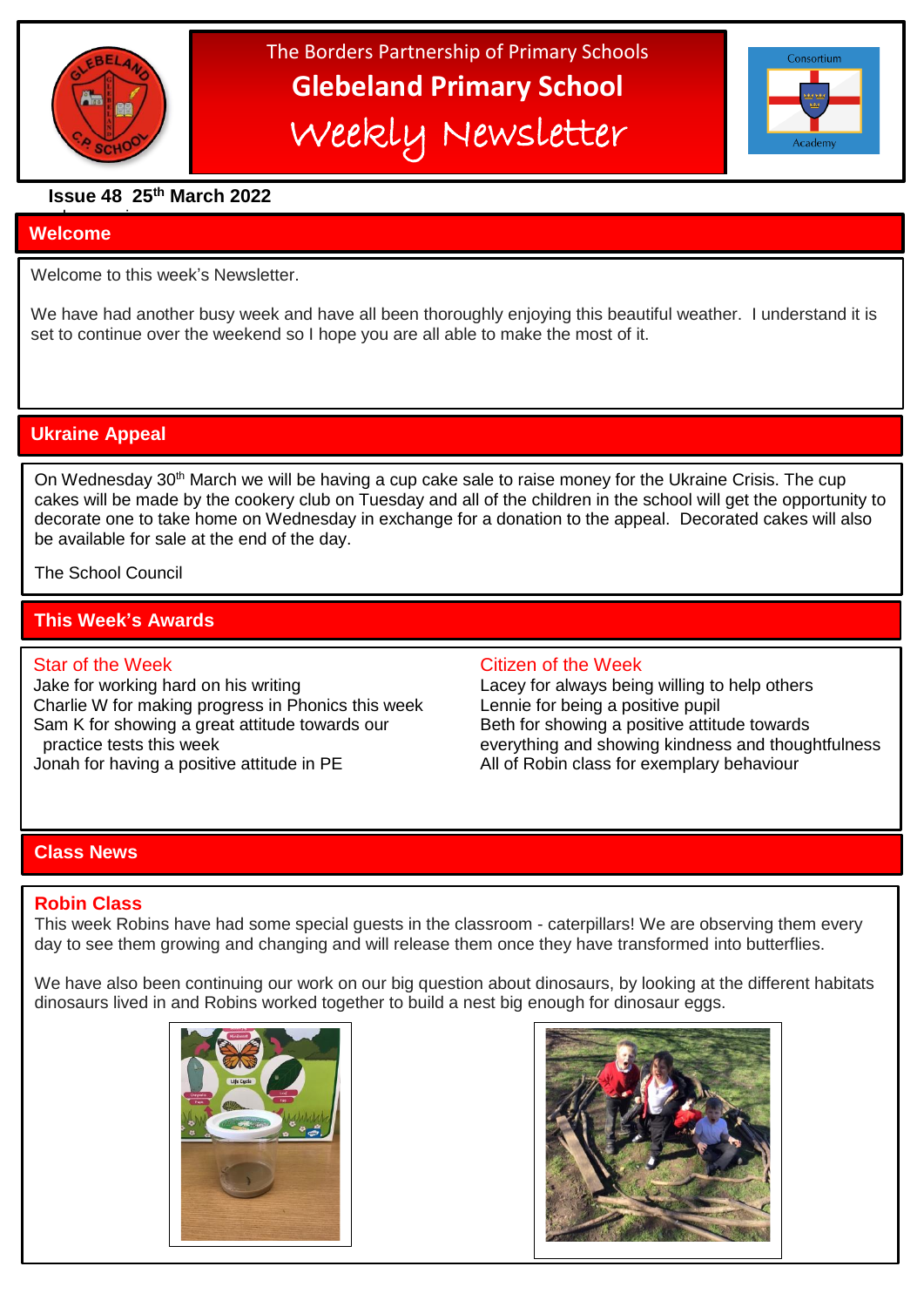The Borders Partnership of Primary Schools

# Glebeland Primary School

# Weekly Newsletter

**Issue 48 25th March 2022**

## Welcome

Welcome to this week's Newsletter.

We have had another busy week and have all been thoroughly enjoying this beautiful weather. I understand it is set to continue over the weekend so I hope you are all able to make the most of it.

## Ukraine Appeal

On Wednesday 30th March we will be having a cup cake sale to raise money for the Ukraine Crisis. The cup cakes will be made by the cookery club on Tuesday and all of the children in the school will get the opportunity to decorate one to take home on Wednesday in exchange for a donation to the appeal. Decorated cakes will also be available for sale at the end of the day.

The School Council

## This Week's Awards

### Star of the Week

Jake for working hard on his writing
Charlie W for making progress in Phonics this week
Sam K for showing a great attitude towards our practice tests this week
Jonah for having a positive attitude in PE

### Citizen of the Week

Lacey for always being willing to help others
Lennie for being a positive pupil
Beth for showing a positive attitude towards everything and showing kindness and thoughtfulness
All of Robin class for exemplary behaviour

## Class News

### Robin Class

This week Robins have had some special guests in the classroom - caterpillars! We are observing them every day to see them growing and changing and will release them once they have transformed into butterflies.

We have also been continuing our work on our big question about dinosaurs, by looking at the different habitats dinosaurs lived in and Robins worked together to build a nest big enough for dinosaur eggs.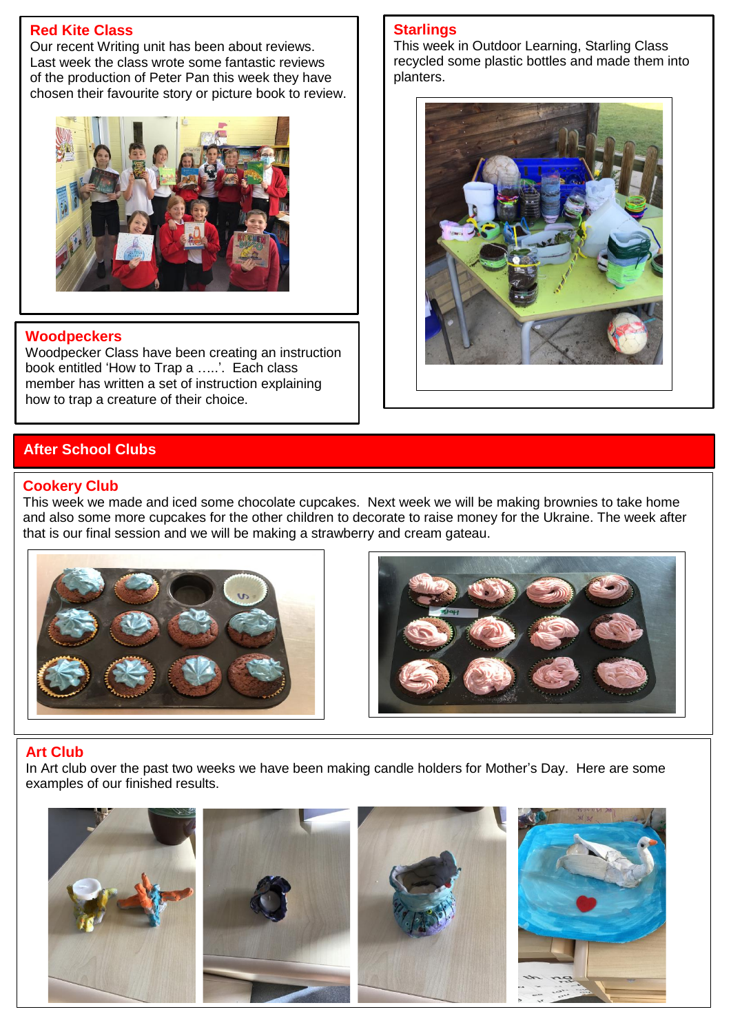## Red Kite Class

Our recent Writing unit has been about reviews. Last week the class wrote some fantastic reviews of the production of Peter Pan this week they have chosen their favourite story or picture book to review.

## Woodpeckers

Woodpecker Class have been creating an instruction book entitled 'How to Trap a …..'. Each class member has written a set of instruction explaining how to trap a creature of their choice.

## Starlings

This week in Outdoor Learning, Starling Class recycled some plastic bottles and made them into planters.

# After School Clubs

## Cookery Club

This week we made and iced some chocolate cupcakes. Next week we will be making brownies to take home and also some more cupcakes for the other children to decorate to raise money for the Ukraine. The week after that is our final session and we will be making a strawberry and cream gateau.

## Art Club

In Art club over the past two weeks we have been making candle holders for Mother's Day. Here are some examples of our finished results.